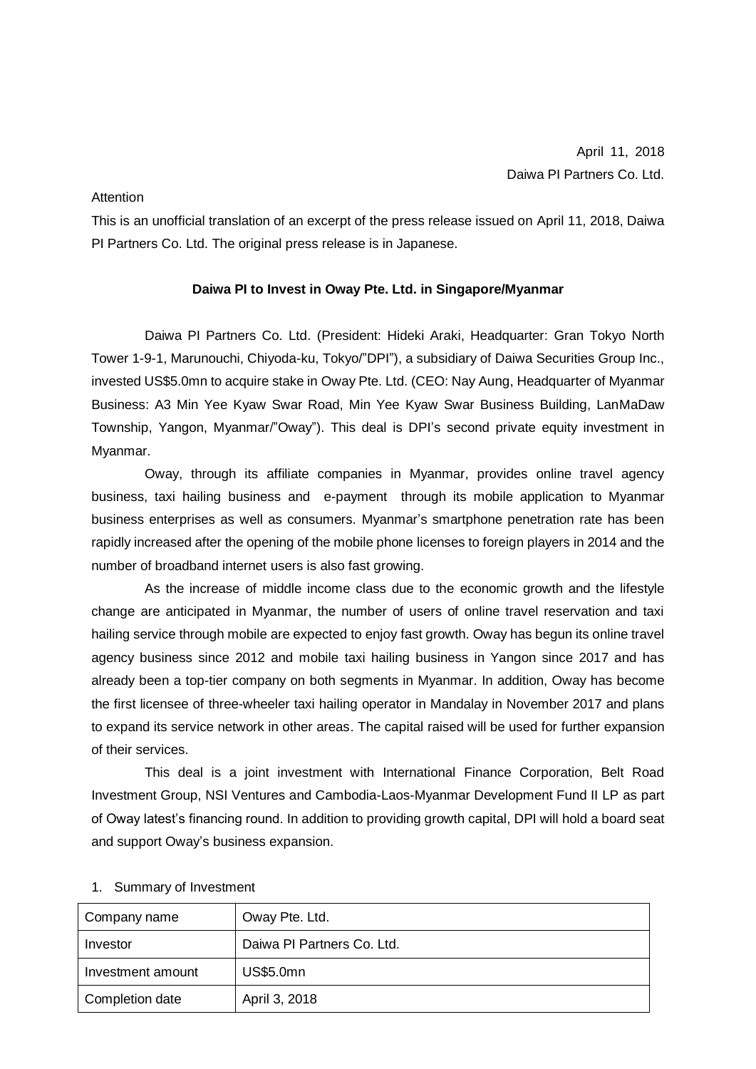April 11, 2018
Daiwa PI Partners Co. Ltd.

Attention
This is an unofficial translation of an excerpt of the press release issued on April 11, 2018, Daiwa PI Partners Co. Ltd. The original press release is in Japanese.

**Daiwa PI to Invest in Oway Pte. Ltd. in Singapore/Myanmar**

Daiwa PI Partners Co. Ltd. (President: Hideki Araki, Headquarter: Gran Tokyo North Tower 1-9-1, Marunouchi, Chiyoda-ku, Tokyo/"DPI"), a subsidiary of Daiwa Securities Group Inc., invested US$5.0mn to acquire stake in Oway Pte. Ltd. (CEO: Nay Aung, Headquarter of Myanmar Business: A3 Min Yee Kyaw Swar Road, Min Yee Kyaw Swar Business Building, LanMaDaw Township, Yangon, Myanmar/"Oway"). This deal is DPI's second private equity investment in Myanmar.

Oway, through its affiliate companies in Myanmar, provides online travel agency business, taxi hailing business and e-payment through its mobile application to Myanmar business enterprises as well as consumers. Myanmar's smartphone penetration rate has been rapidly increased after the opening of the mobile phone licenses to foreign players in 2014 and the number of broadband internet users is also fast growing.

As the increase of middle income class due to the economic growth and the lifestyle change are anticipated in Myanmar, the number of users of online travel reservation and taxi hailing service through mobile are expected to enjoy fast growth. Oway has begun its online travel agency business since 2012 and mobile taxi hailing business in Yangon since 2017 and has already been a top-tier company on both segments in Myanmar. In addition, Oway has become the first licensee of three-wheeler taxi hailing operator in Mandalay in November 2017 and plans to expand its service network in other areas. The capital raised will be used for further expansion of their services.

This deal is a joint investment with International Finance Corporation, Belt Road Investment Group, NSI Ventures and Cambodia-Laos-Myanmar Development Fund II LP as part of Oway latest's financing round. In addition to providing growth capital, DPI will hold a board seat and support Oway's business expansion.

1. Summary of Investment

| Company name | Oway Pte. Ltd. |
|---|---|
| Investor | Daiwa PI Partners Co. Ltd. |
| Investment amount | US$5.0mn |
| Completion date | April 3, 2018 |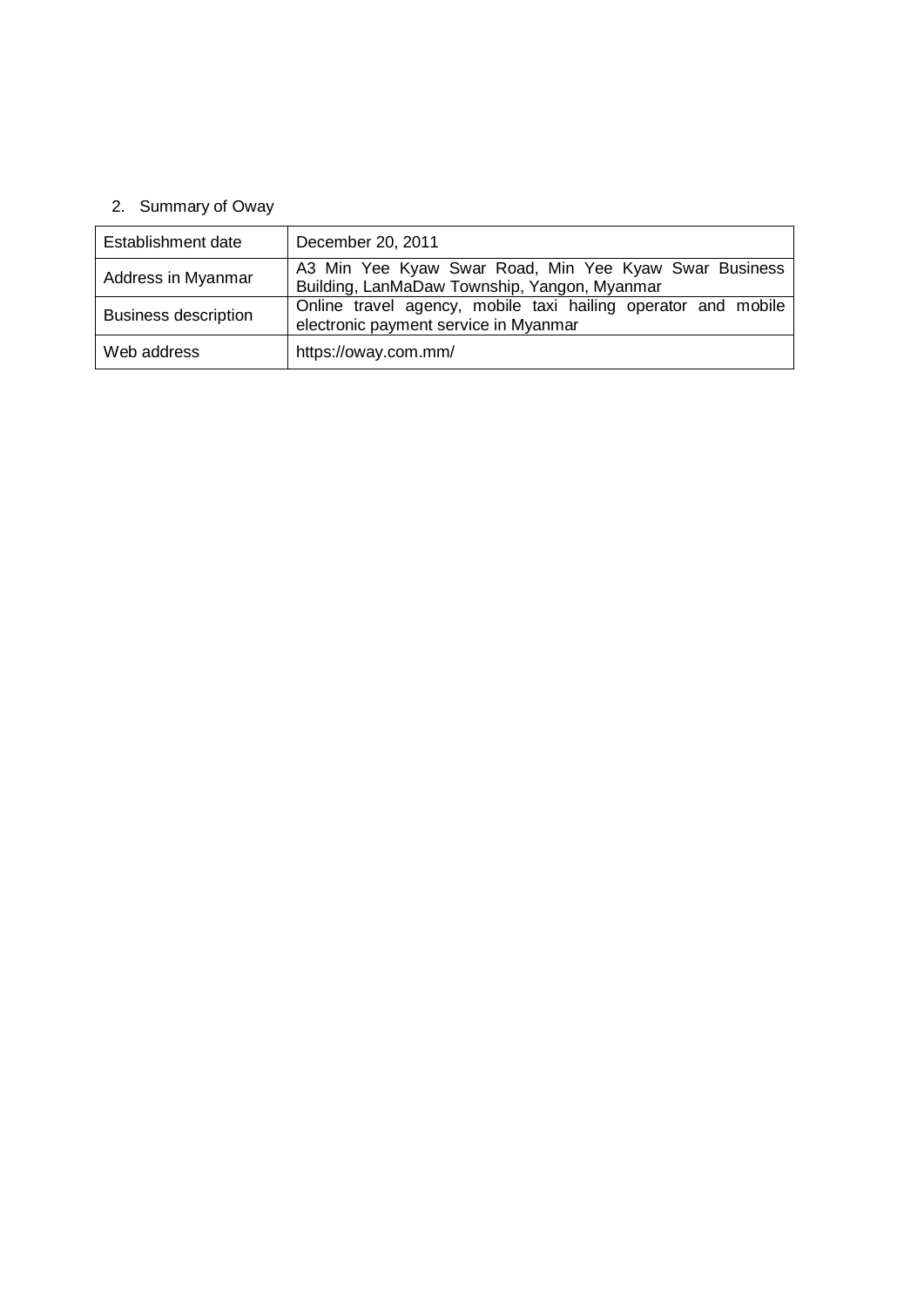2. Summary of Oway

| | |
|---|---|
| Establishment date | December 20, 2011 |
| Address in Myanmar | A3 Min Yee Kyaw Swar Road, Min Yee Kyaw Swar Business Building, LanMaDaw Township, Yangon, Myanmar |
| Business description | Online travel agency, mobile taxi hailing operator and mobile electronic payment service in Myanmar |
| Web address | https://oway.com.mm/ |